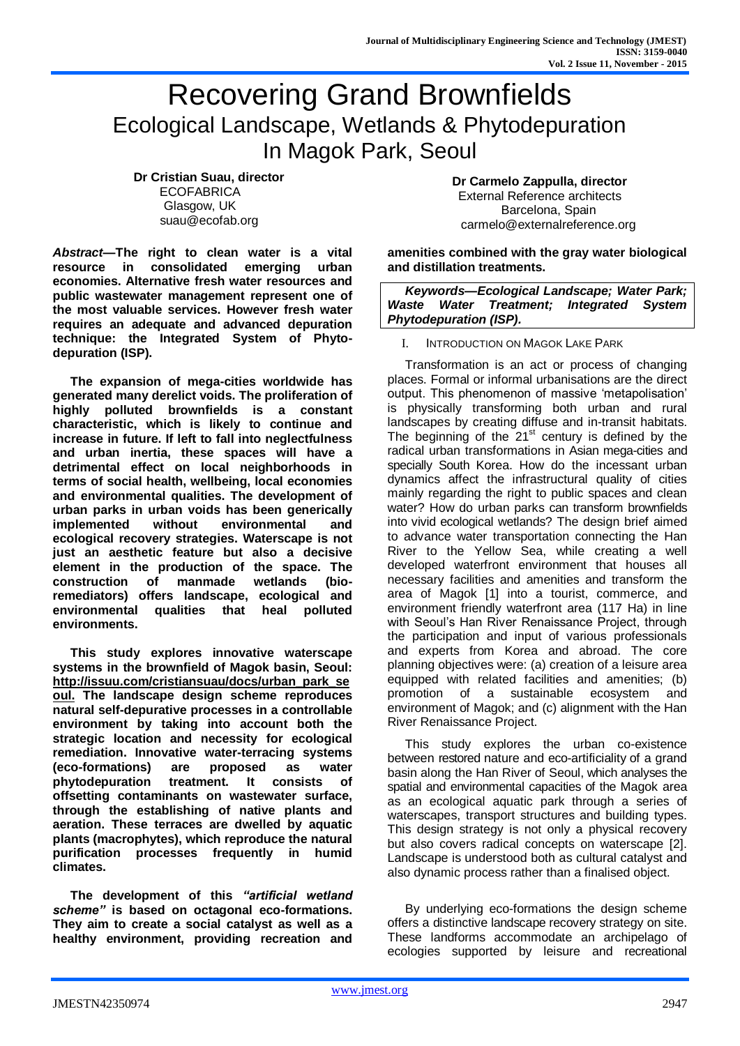# Recovering Grand Brownfields

## Ecological Landscape, Wetlands & Phytodepuration In Magok Park, Seoul

**Dr Cristian Suau, director**
ECOFABRICA
Glasgow, UK
suau@ecofab.org

**Dr Carmelo Zappulla, director**
External Reference architects
Barcelona, Spain
carmelo@externalreference.org

***Abstract*—The right to clean water is a vital resource in consolidated emerging urban economies. Alternative fresh water resources and public wastewater management represent one of the most valuable services. However fresh water requires an adequate and advanced depuration technique: the Integrated System of Phyto-depuration (ISP).**

**The expansion of mega-cities worldwide has generated many derelict voids. The proliferation of highly polluted brownfields is a constant characteristic, which is likely to continue and increase in future. If left to fall into neglectfulness and urban inertia, these spaces will have a detrimental effect on local neighborhoods in terms of social health, wellbeing, local economies and environmental qualities. The development of urban parks in urban voids has been generically implemented without environmental and ecological recovery strategies. Waterscape is not just an aesthetic feature but also a decisive element in the production of the space. The construction of manmade wetlands (bio-remediators) offers landscape, ecological and environmental qualities that heal polluted environments.**

**This study explores innovative waterscape systems in the brownfield of Magok basin, Seoul: http://issuu.com/cristiansuau/docs/urban_park_seoul. The landscape design scheme reproduces natural self-depurative processes in a controllable environment by taking into account both the strategic location and necessity for ecological remediation. Innovative water-terracing systems (eco-formations) are proposed as water phytodepuration treatment. It consists of offsetting contaminants on wastewater surface, through the establishing of native plants and aeration. These terraces are dwelled by aquatic plants (macrophytes), which reproduce the natural purification processes frequently in humid climates.**

**The development of this *"artificial wetland scheme"* is based on octagonal eco-formations. They aim to create a social catalyst as well as a healthy environment, providing recreation and amenities combined with the gray water biological and distillation treatments.**

***Keywords—Ecological Landscape; Water Park; Waste Water Treatment; Integrated System Phytodepuration (ISP).***

## I. Introduction on Magok Lake Park

Transformation is an act or process of changing places. Formal or informal urbanisations are the direct output. This phenomenon of massive 'metapolisation' is physically transforming both urban and rural landscapes by creating diffuse and in-transit habitats. The beginning of the 21st century is defined by the radical urban transformations in Asian mega-cities and specially South Korea. How do the incessant urban dynamics affect the infrastructural quality of cities mainly regarding the right to public spaces and clean water? How do urban parks can transform brownfields into vivid ecological wetlands? The design brief aimed to advance water transportation connecting the Han River to the Yellow Sea, while creating a well developed waterfront environment that houses all necessary facilities and amenities and transform the area of Magok [1] into a tourist, commerce, and environment friendly waterfront area (117 Ha) in line with Seoul's Han River Renaissance Project, through the participation and input of various professionals and experts from Korea and abroad. The core planning objectives were: (a) creation of a leisure area equipped with related facilities and amenities; (b) promotion of a sustainable ecosystem and environment of Magok; and (c) alignment with the Han River Renaissance Project.

This study explores the urban co-existence between restored nature and eco-artificiality of a grand basin along the Han River of Seoul, which analyses the spatial and environmental capacities of the Magok area as an ecological aquatic park through a series of waterscapes, transport structures and building types. This design strategy is not only a physical recovery but also covers radical concepts on waterscape [2]. Landscape is understood both as cultural catalyst and also dynamic process rather than a finalised object.

By underlying eco-formations the design scheme offers a distinctive landscape recovery strategy on site. These landforms accommodate an archipelago of ecologies supported by leisure and recreational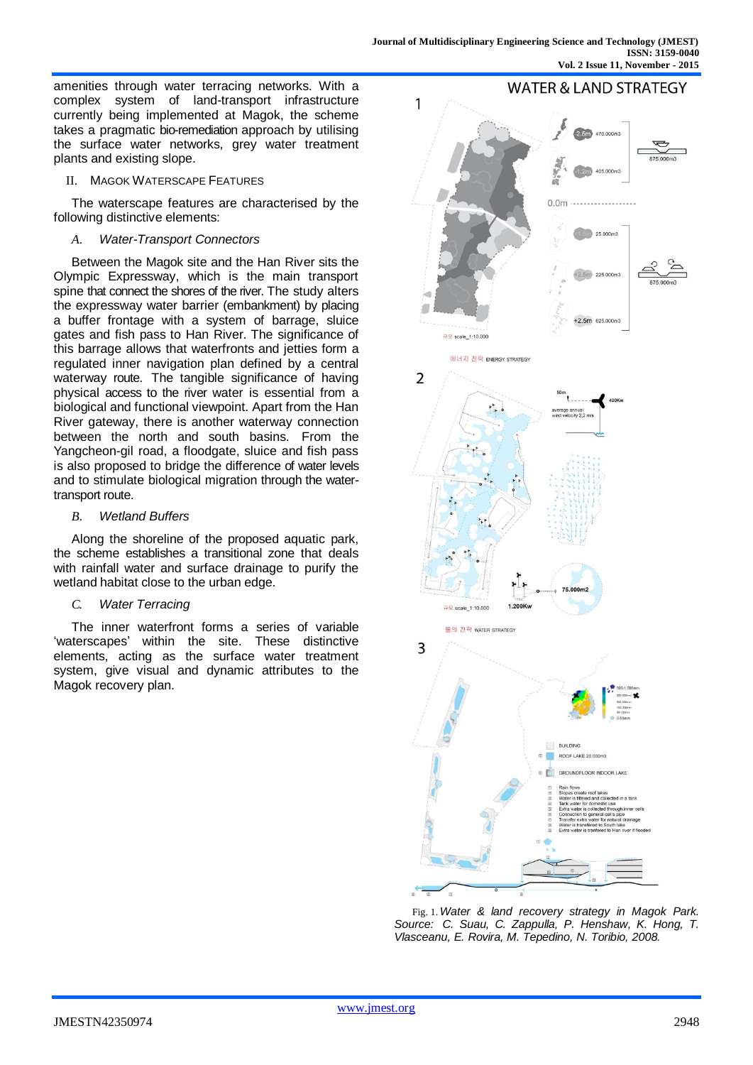amenities through water terracing networks. With a complex system of land-transport infrastructure currently being implemented at Magok, the scheme takes a pragmatic bio-remediation approach by utilising the surface water networks, grey water treatment plants and existing slope.

## II. Magok Waterscape Features

The waterscape features are characterised by the following distinctive elements:

### *A. Water-Transport Connectors*

Between the Magok site and the Han River sits the Olympic Expressway, which is the main transport spine that connect the shores of the river. The study alters the expressway water barrier (embankment) by placing a buffer frontage with a system of barrage, sluice gates and fish pass to Han River. The significance of this barrage allows that waterfronts and jetties form a regulated inner navigation plan defined by a central waterway route. The tangible significance of having physical access to the river water is essential from a biological and functional viewpoint. Apart from the Han River gateway, there is another waterway connection between the north and south basins. From the Yangcheon-gil road, a floodgate, sluice and fish pass is also proposed to bridge the difference of water levels and to stimulate biological migration through the water-transport route.

### *B. Wetland Buffers*

Along the shoreline of the proposed aquatic park, the scheme establishes a transitional zone that deals with rainfall water and surface drainage to purify the wetland habitat close to the urban edge.

### *C. Water Terracing*

The inner waterfront forms a series of variable 'waterscapes' within the site. These distinctive elements, acting as the surface water treatment system, give visual and dynamic attributes to the Magok recovery plan.

Fig. 1. *Water & land recovery strategy in Magok Park. Source: C. Suau, C. Zappulla, P. Henshaw, K. Hong, T. Vlasceanu, E. Rovira, M. Tepedino, N. Toribio, 2008.*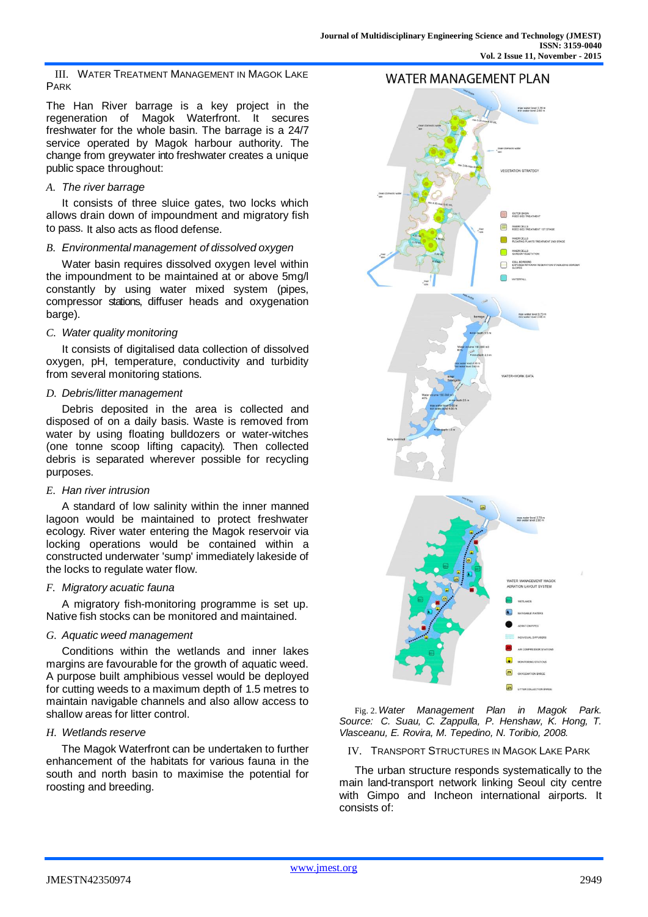## III. Water Treatment Management in Magok Lake Park

The Han River barrage is a key project in the regeneration of Magok Waterfront. It secures freshwater for the whole basin. The barrage is a 24/7 service operated by Magok harbour authority. The change from greywater into freshwater creates a unique public space throughout:

### *A. The river barrage*

It consists of three sluice gates, two locks which allows drain down of impoundment and migratory fish to pass. It also acts as flood defense.

### *B. Environmental management of dissolved oxygen*

Water basin requires dissolved oxygen level within the impoundment to be maintained at or above 5mg/l constantly by using water mixed system (pipes, compressor stations, diffuser heads and oxygenation barge).

### *C. Water quality monitoring*

It consists of digitalised data collection of dissolved oxygen, pH, temperature, conductivity and turbidity from several monitoring stations.

### *D. Debris/litter management*

Debris deposited in the area is collected and disposed of on a daily basis. Waste is removed from water by using floating bulldozers or water-witches (one tonne scoop lifting capacity). Then collected debris is separated wherever possible for recycling purposes.

### *E. Han river intrusion*

A standard of low salinity within the inner manned lagoon would be maintained to protect freshwater ecology. River water entering the Magok reservoir via locking operations would be contained within a constructed underwater 'sump' immediately lakeside of the locks to regulate water flow.

### *F. Migratory acuatic fauna*

A migratory fish-monitoring programme is set up. Native fish stocks can be monitored and maintained.

### *G. Aquatic weed management*

Conditions within the wetlands and inner lakes margins are favourable for the growth of aquatic weed. A purpose built amphibious vessel would be deployed for cutting weeds to a maximum depth of 1.5 metres to maintain navigable channels and also allow access to shallow areas for litter control.

### *H. Wetlands reserve*

The Magok Waterfront can be undertaken to further enhancement of the habitats for various fauna in the south and north basin to maximise the potential for roosting and breeding.

Fig. 2. *Water Management Plan in Magok Park. Source: C. Suau, C. Zappulla, P. Henshaw, K. Hong, T. Vlasceanu, E. Rovira, M. Tepedino, N. Toribio, 2008.*

## IV. Transport Structures in Magok Lake Park

The urban structure responds systematically to the main land-transport network linking Seoul city centre with Gimpo and Incheon international airports. It consists of: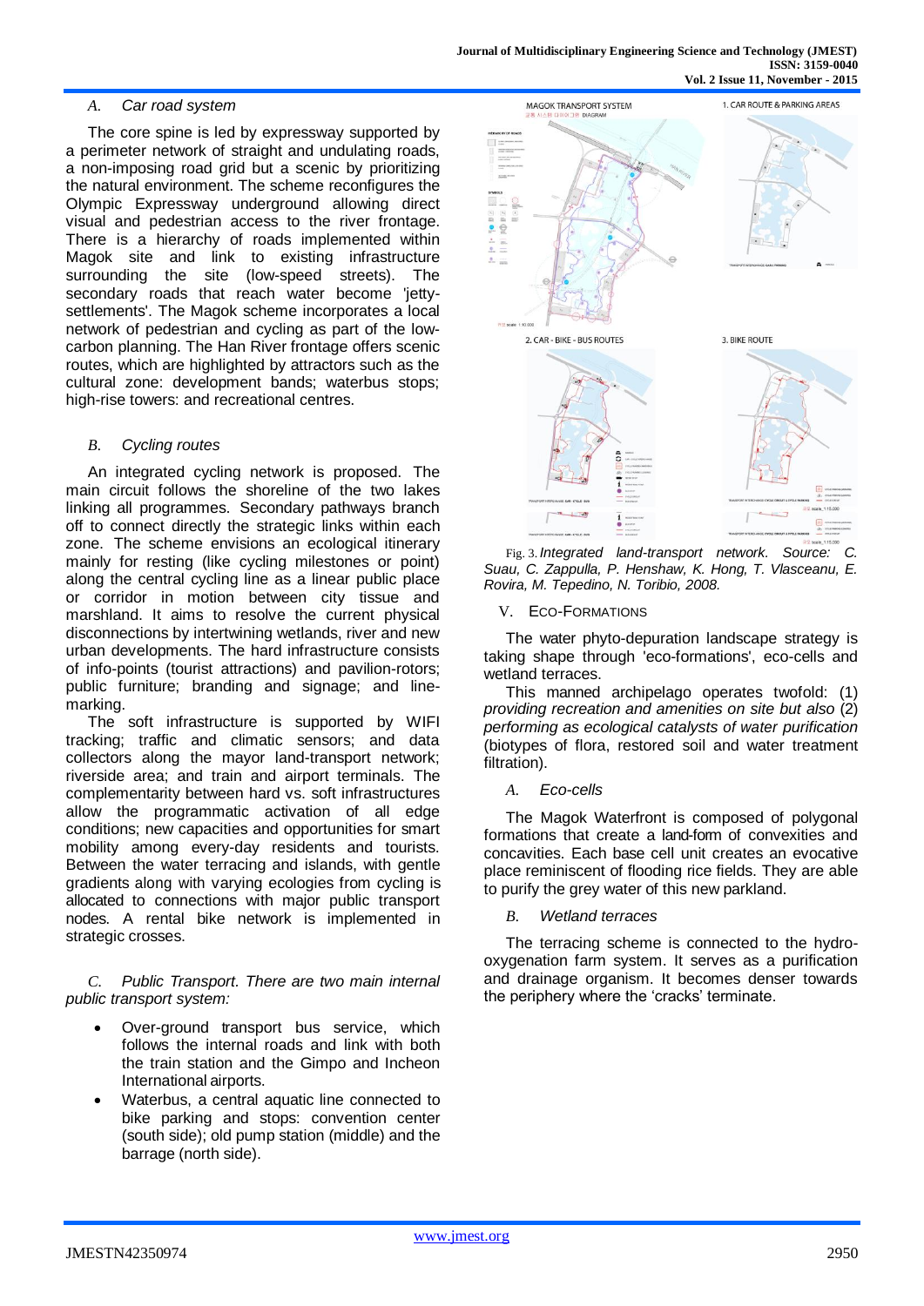### A. *Car road system*

The core spine is led by expressway supported by a perimeter network of straight and undulating roads, a non-imposing road grid but a scenic by prioritizing the natural environment. The scheme reconfigures the Olympic Expressway underground allowing direct visual and pedestrian access to the river frontage. There is a hierarchy of roads implemented within Magok site and link to existing infrastructure surrounding the site (low-speed streets). The secondary roads that reach water become 'jetty-settlements'. The Magok scheme incorporates a local network of pedestrian and cycling as part of the low-carbon planning. The Han River frontage offers scenic routes, which are highlighted by attractors such as the cultural zone: development bands; waterbus stops; high-rise towers: and recreational centres.

### B. *Cycling routes*

An integrated cycling network is proposed. The main circuit follows the shoreline of the two lakes linking all programmes. Secondary pathways branch off to connect directly the strategic links within each zone. The scheme envisions an ecological itinerary mainly for resting (like cycling milestones or point) along the central cycling line as a linear public place or corridor in motion between city tissue and marshland. It aims to resolve the current physical disconnections by intertwining wetlands, river and new urban developments. The hard infrastructure consists of info-points (tourist attractions) and pavilion-rotors; public furniture; branding and signage; and line-marking.

The soft infrastructure is supported by WIFI tracking; traffic and climatic sensors; and data collectors along the mayor land-transport network; riverside area; and train and airport terminals. The complementarity between hard vs. soft infrastructures allow the programmatic activation of all edge conditions; new capacities and opportunities for smart mobility among every-day residents and tourists. Between the water terracing and islands, with gentle gradients along with varying ecologies from cycling is allocated to connections with major public transport nodes. A rental bike network is implemented in strategic crosses.

### C. *Public Transport. There are two main internal public transport system:*

- Over-ground transport bus service, which follows the internal roads and link with both the train station and the Gimpo and Incheon International airports.
- Waterbus, a central aquatic line connected to bike parking and stops: convention center (south side); old pump station (middle) and the barrage (north side).

Fig. 3. *Integrated land-transport network. Source: C. Suau, C. Zappulla, P. Henshaw, K. Hong, T. Vlasceanu, E. Rovira, M. Tepedino, N. Toribio, 2008.*

## V. Eco-Formations

The water phyto-depuration landscape strategy is taking shape through 'eco-formations', eco-cells and wetland terraces.

This manned archipelago operates twofold: (1) *providing recreation and amenities on site but also* (2) *performing as ecological catalysts of water purification* (biotypes of flora, restored soil and water treatment filtration).

### A. *Eco-cells*

The Magok Waterfront is composed of polygonal formations that create a land-form of convexities and concavities. Each base cell unit creates an evocative place reminiscent of flooding rice fields. They are able to purify the grey water of this new parkland.

### B. *Wetland terraces*

The terracing scheme is connected to the hydro-oxygenation farm system. It serves as a purification and drainage organism. It becomes denser towards the periphery where the 'cracks' terminate.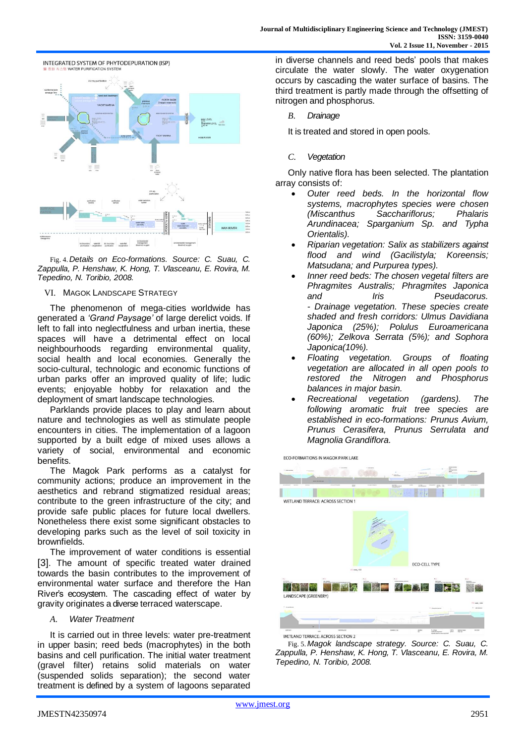Fig. 4. *Details on Eco-formations. Source: C. Suau, C. Zappulla, P. Henshaw, K. Hong, T. Vlasceanu, E. Rovira, M. Tepedino, N. Toribio, 2008.*

## VI. Magok Landscape Strategy

The phenomenon of mega-cities worldwide has generated a *'Grand Paysage'* of large derelict voids. If left to fall into neglectfulness and urban inertia, these spaces will have a detrimental effect on local neighbourhoods regarding environmental quality, social health and local economies. Generally the socio-cultural, technologic and economic functions of urban parks offer an improved quality of life; ludic events; enjoyable hobby for relaxation and the deployment of smart landscape technologies.

Parklands provide places to play and learn about nature and technologies as well as stimulate people encounters in cities. The implementation of a lagoon supported by a built edge of mixed uses allows a variety of social, environmental and economic benefits.

The Magok Park performs as a catalyst for community actions; produce an improvement in the aesthetics and rebrand stigmatized residual areas; contribute to the green infrastructure of the city; and provide safe public places for future local dwellers. Nonetheless there exist some significant obstacles to developing parks such as the level of soil toxicity in brownfields.

The improvement of water conditions is essential [3]. The amount of specific treated water drained towards the basin contributes to the improvement of environmental water surface and therefore the Han River's ecosystem. The cascading effect of water by gravity originates a diverse terraced waterscape.

### *A. Water Treatment*

It is carried out in three levels: water pre-treatment in upper basin; reed beds (macrophytes) in the both basins and cell purification. The initial water treatment (gravel filter) retains solid materials on water (suspended solids separation); the second water treatment is defined by a system of lagoons separated in diverse channels and reed beds' pools that makes circulate the water slowly. The water oxygenation occurs by cascading the water surface of basins. The third treatment is partly made through the offsetting of nitrogen and phosphorus.

### *B. Drainage*

It is treated and stored in open pools.

### *C. Vegetation*

Only native flora has been selected. The plantation array consists of:

- *Outer reed beds. In the horizontal flow systems, macrophytes species were chosen (Miscanthus Sacchariflorus; Phalaris Arundinacea; Sparganium Sp. and Typha Orientalis).*
- *Riparian vegetation: Salix as stabilizers against flood and wind (Gacilistyla; Koreensis; Matsudana; and Purpurea types).*
- *Inner reed beds: The chosen vegetal filters are Phragmites Australis; Phragmites Japonica and Iris Pseudacorus.*
  *- Drainage vegetation. These species create shaded and fresh corridors: Ulmus Davidiana Japonica (25%); Polulus Euroamericana (60%); Zelkova Serrata (5%); and Sophora Japonica(10%).*
- *Floating vegetation. Groups of floating vegetation are allocated in all open pools to restored the Nitrogen and Phosphorus balances in major basin.*
- *Recreational vegetation (gardens). The following aromatic fruit tree species are established in eco-formations: Prunus Avium, Prunus Cerasifera, Prunus Serrulata and Magnolia Grandiflora.*

Fig. 5. *Magok landscape strategy. Source: C. Suau, C. Zappulla, P. Henshaw, K. Hong, T. Vlasceanu, E. Rovira, M. Tepedino, N. Toribio, 2008.*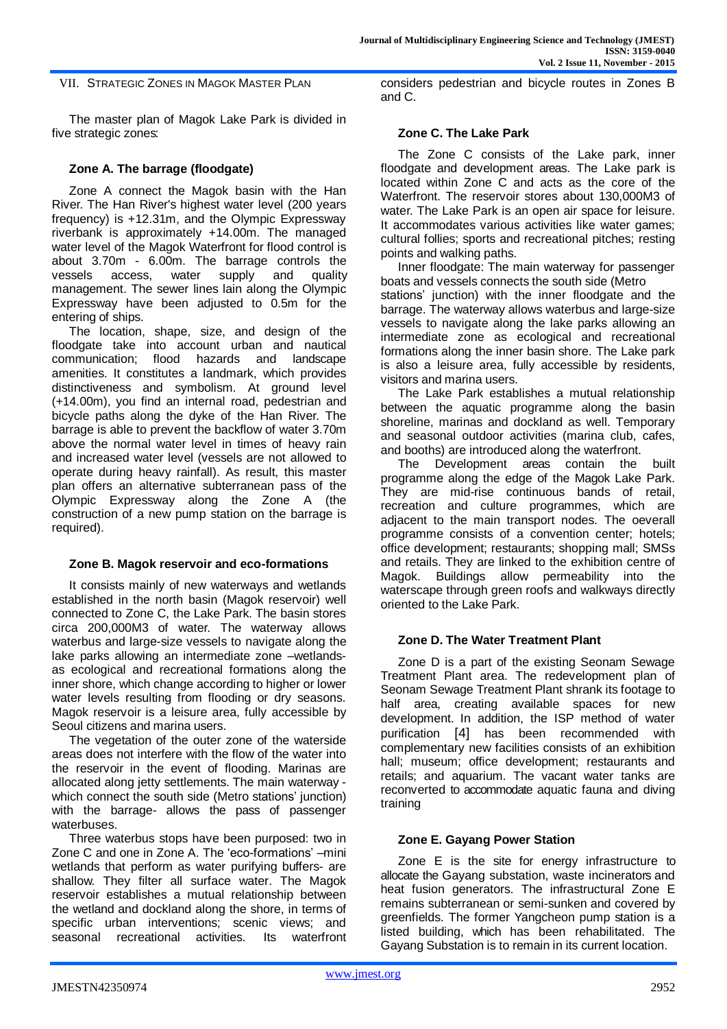## VII. Strategic Zones in Magok Master Plan

The master plan of Magok Lake Park is divided in five strategic zones:

### Zone A. The barrage (floodgate)

Zone A connect the Magok basin with the Han River. The Han River's highest water level (200 years frequency) is +12.31m, and the Olympic Expressway riverbank is approximately +14.00m. The managed water level of the Magok Waterfront for flood control is about 3.70m - 6.00m. The barrage controls the vessels access, water supply and quality management. The sewer lines lain along the Olympic Expressway have been adjusted to 0.5m for the entering of ships.

The location, shape, size, and design of the floodgate take into account urban and nautical communication; flood hazards and landscape amenities. It constitutes a landmark, which provides distinctiveness and symbolism. At ground level (+14.00m), you find an internal road, pedestrian and bicycle paths along the dyke of the Han River. The barrage is able to prevent the backflow of water 3.70m above the normal water level in times of heavy rain and increased water level (vessels are not allowed to operate during heavy rainfall). As result, this master plan offers an alternative subterranean pass of the Olympic Expressway along the Zone A (the construction of a new pump station on the barrage is required).

### Zone B. Magok reservoir and eco-formations

It consists mainly of new waterways and wetlands established in the north basin (Magok reservoir) well connected to Zone C, the Lake Park. The basin stores circa 200,000M3 of water. The waterway allows waterbus and large-size vessels to navigate along the lake parks allowing an intermediate zone –wetlands-as ecological and recreational formations along the inner shore, which change according to higher or lower water levels resulting from flooding or dry seasons. Magok reservoir is a leisure area, fully accessible by Seoul citizens and marina users.

The vegetation of the outer zone of the waterside areas does not interfere with the flow of the water into the reservoir in the event of flooding. Marinas are allocated along jetty settlements. The main waterway - which connect the south side (Metro stations' junction) with the barrage- allows the pass of passenger waterbuses.

Three waterbus stops have been purposed: two in Zone C and one in Zone A. The 'eco-formations' –mini wetlands that perform as water purifying buffers- are shallow. They filter all surface water. The Magok reservoir establishes a mutual relationship between the wetland and dockland along the shore, in terms of specific urban interventions; scenic views; and seasonal recreational activities. Its waterfront considers pedestrian and bicycle routes in Zones B and C.

### Zone C. The Lake Park

The Zone C consists of the Lake park, inner floodgate and development areas. The Lake park is located within Zone C and acts as the core of the Waterfront. The reservoir stores about 130,000M3 of water. The Lake Park is an open air space for leisure. It accommodates various activities like water games; cultural follies; sports and recreational pitches; resting points and walking paths.

Inner floodgate: The main waterway for passenger boats and vessels connects the south side (Metro stations' junction) with the inner floodgate and the barrage. The waterway allows waterbus and large-size vessels to navigate along the lake parks allowing an intermediate zone as ecological and recreational formations along the inner basin shore. The Lake park is also a leisure area, fully accessible by residents, visitors and marina users.

The Lake Park establishes a mutual relationship between the aquatic programme along the basin shoreline, marinas and dockland as well. Temporary and seasonal outdoor activities (marina club, cafes, and booths) are introduced along the waterfront.

The Development areas contain the built programme along the edge of the Magok Lake Park. They are mid-rise continuous bands of retail, recreation and culture programmes, which are adjacent to the main transport nodes. The oeverall programme consists of a convention center; hotels; office development; restaurants; shopping mall; SMSs and retails. They are linked to the exhibition centre of Magok. Buildings allow permeability into the waterscape through green roofs and walkways directly oriented to the Lake Park.

### Zone D. The Water Treatment Plant

Zone D is a part of the existing Seonam Sewage Treatment Plant area. The redevelopment plan of Seonam Sewage Treatment Plant shrank its footage to half area, creating available spaces for new development. In addition, the ISP method of water purification [4] has been recommended with complementary new facilities consists of an exhibition hall; museum; office development; restaurants and retails; and aquarium. The vacant water tanks are reconverted to accommodate aquatic fauna and diving training

### Zone E. Gayang Power Station

Zone E is the site for energy infrastructure to allocate the Gayang substation, waste incinerators and heat fusion generators. The infrastructural Zone E remains subterranean or semi-sunken and covered by greenfields. The former Yangcheon pump station is a listed building, which has been rehabilitated. The Gayang Substation is to remain in its current location.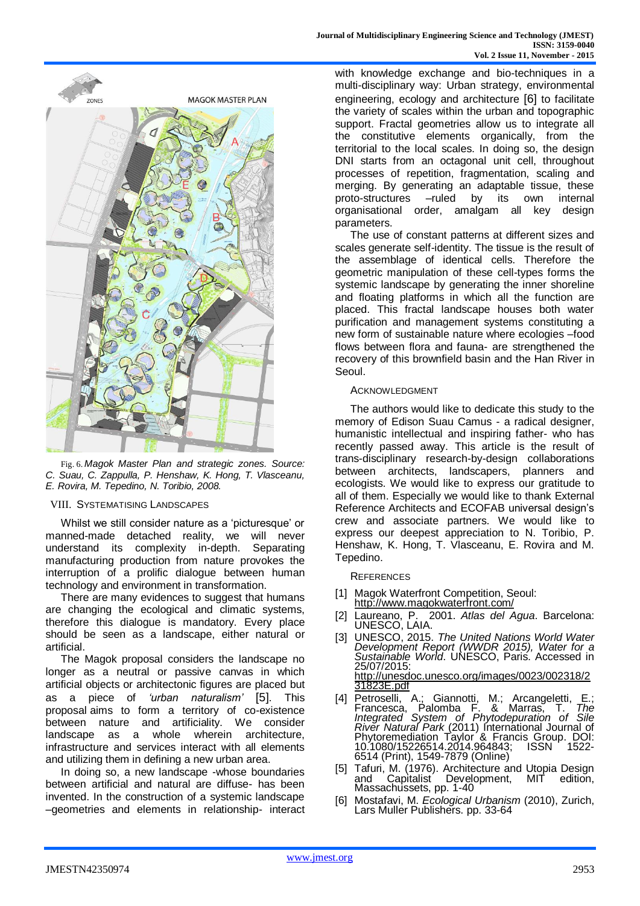ZONES

MAGOK MASTER PLAN

A

E

B

D

C

Fig. 6. *Magok Master Plan and strategic zones. Source: C. Suau, C. Zappulla, P. Henshaw, K. Hong, T. Vlasceanu, E. Rovira, M. Tepedino, N. Toribio, 2008.*

## VIII. Systematising Landscapes

Whilst we still consider nature as a 'picturesque' or manned-made detached reality, we will never understand its complexity in-depth. Separating manufacturing production from nature provokes the interruption of a prolific dialogue between human technology and environment in transformation.

There are many evidences to suggest that humans are changing the ecological and climatic systems, therefore this dialogue is mandatory. Every place should be seen as a landscape, either natural or artificial.

The Magok proposal considers the landscape no longer as a neutral or passive canvas in which artificial objects or architectonic figures are placed but as a piece of *'urban naturalism'* [5]. This proposal aims to form a territory of co-existence between nature and artificiality. We consider landscape as a whole wherein architecture, infrastructure and services interact with all elements and utilizing them in defining a new urban area.

In doing so, a new landscape -whose boundaries between artificial and natural are diffuse- has been invented. In the construction of a systemic landscape –geometries and elements in relationship- interact with knowledge exchange and bio-techniques in a multi-disciplinary way: Urban strategy, environmental engineering, ecology and architecture [6] to facilitate the variety of scales within the urban and topographic support. Fractal geometries allow us to integrate all the constitutive elements organically, from the territorial to the local scales. In doing so, the design DNI starts from an octagonal unit cell, throughout processes of repetition, fragmentation, scaling and merging. By generating an adaptable tissue, these proto-structures –ruled by its own internal organisational order, amalgam all key design parameters.

The use of constant patterns at different sizes and scales generate self-identity. The tissue is the result of the assemblage of identical cells. Therefore the geometric manipulation of these cell-types forms the systemic landscape by generating the inner shoreline and floating platforms in which all the function are placed. This fractal landscape houses both water purification and management systems constituting a new form of sustainable nature where ecologies –food flows between flora and fauna- are strengthened the recovery of this brownfield basin and the Han River in Seoul.

## Acknowledgment

The authors would like to dedicate this study to the memory of Edison Suau Camus - a radical designer, humanistic intellectual and inspiring father- who has recently passed away. This article is the result of trans-disciplinary research-by-design collaborations between architects, landscapers, planners and ecologists. We would like to express our gratitude to all of them. Especially we would like to thank External Reference Architects and ECOFAB universal design's crew and associate partners. We would like to express our deepest appreciation to N. Toribio, P. Henshaw, K. Hong, T. Vlasceanu, E. Rovira and M. Tepedino.

## References

[1] Magok Waterfront Competition, Seoul: http://www.magokwaterfront.com/

[2] Laureano, P. 2001. *Atlas del Agua*. Barcelona: UNESCO, LAIA.

[3] UNESCO, 2015. *The United Nations World Water Development Report (WWDR 2015), Water for a Sustainable World*. UNESCO, Paris. Accessed in 25/07/2015: http://unesdoc.unesco.org/images/0023/002318/231823E.pdf

[4] Petroselli, A.; Giannotti, M.; Arcangeletti, E.; Francesca, Palomba F. & Marras, T. *The Integrated System of Phytodepuration of Sile River Natural Park* (2011) International Journal of Phytoremediation Taylor & Francis Group. DOI: 10.1080/15226514.2014.964843; ISSN 1522-6514 (Print), 1549-7879 (Online)

[5] Tafuri, M. (1976). Architecture and Utopia Design and Capitalist Development, MIT edition, Massachussets, pp. 1-40

[6] Mostafavi, M. *Ecological Urbanism* (2010), Zurich, Lars Muller Publishers. pp. 33-64